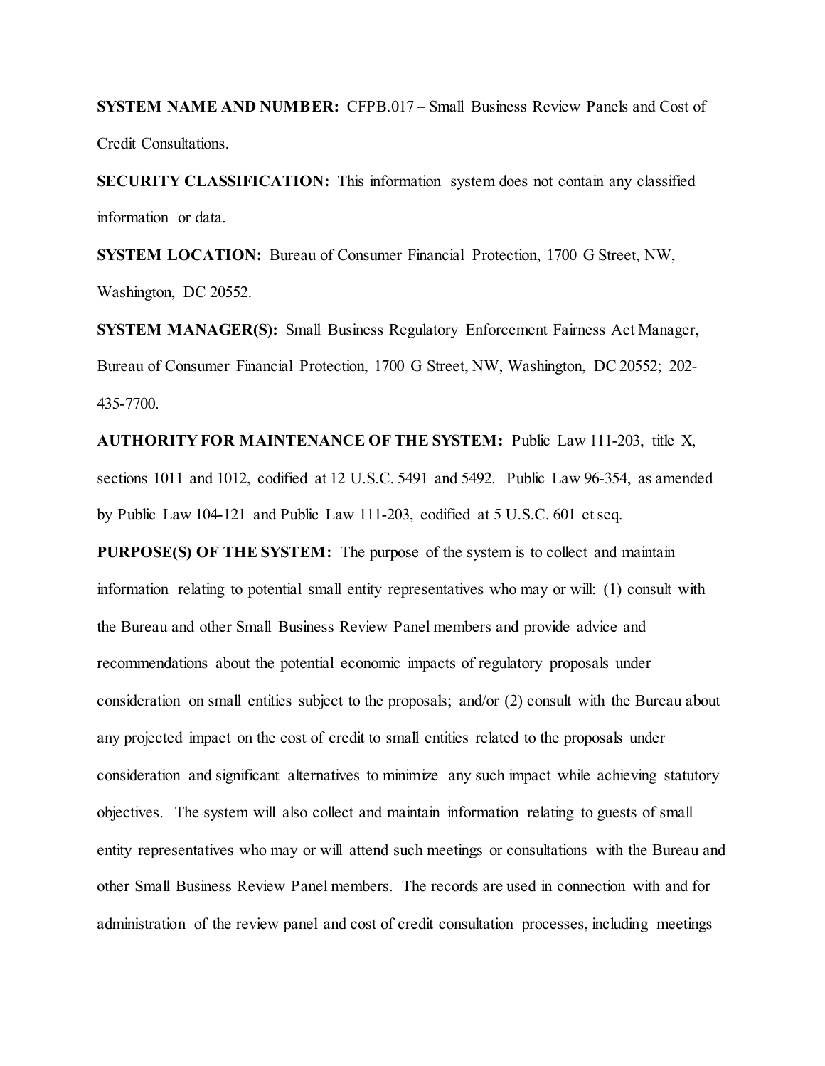**SYSTEM NAME AND NUMBER:** CFPB.017 – Small Business Review Panels and Cost of Credit Consultations.

**SECURITY CLASSIFICATION:** This information system does not contain any classified information or data.

**SYSTEM LOCATION:** Bureau of Consumer Financial Protection, 1700 G Street, NW, Washington, DC 20552.

**SYSTEM MANAGER(S):** Small Business Regulatory Enforcement Fairness Act Manager, Bureau of Consumer Financial Protection, 1700 G Street, NW, Washington, DC 20552; 202-435-7700.

**AUTHORITY FOR MAINTENANCE OF THE SYSTEM:** Public Law 111-203, title X, sections 1011 and 1012, codified at 12 U.S.C. 5491 and 5492. Public Law 96-354, as amended by Public Law 104-121 and Public Law 111-203, codified at 5 U.S.C. 601 et seq.

**PURPOSE(S) OF THE SYSTEM:** The purpose of the system is to collect and maintain information relating to potential small entity representatives who may or will: (1) consult with the Bureau and other Small Business Review Panel members and provide advice and recommendations about the potential economic impacts of regulatory proposals under consideration on small entities subject to the proposals; and/or (2) consult with the Bureau about any projected impact on the cost of credit to small entities related to the proposals under consideration and significant alternatives to minimize any such impact while achieving statutory objectives. The system will also collect and maintain information relating to guests of small entity representatives who may or will attend such meetings or consultations with the Bureau and other Small Business Review Panel members. The records are used in connection with and for administration of the review panel and cost of credit consultation processes, including meetings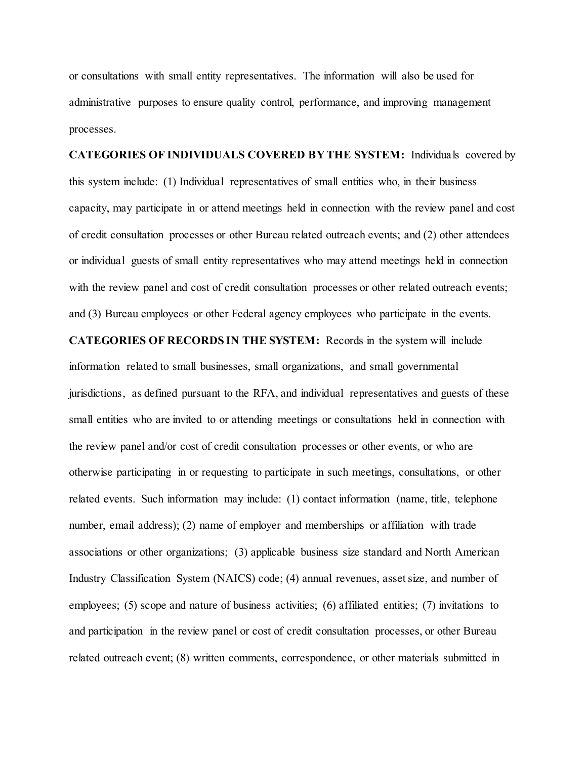or consultations with small entity representatives. The information will also be used for administrative purposes to ensure quality control, performance, and improving management processes.

**CATEGORIES OF INDIVIDUALS COVERED BY THE SYSTEM:** Individuals covered by this system include: (1) Individual representatives of small entities who, in their business capacity, may participate in or attend meetings held in connection with the review panel and cost of credit consultation processes or other Bureau related outreach events; and (2) other attendees or individual guests of small entity representatives who may attend meetings held in connection with the review panel and cost of credit consultation processes or other related outreach events; and (3) Bureau employees or other Federal agency employees who participate in the events.

**CATEGORIES OF RECORDS IN THE SYSTEM:** Records in the system will include information related to small businesses, small organizations, and small governmental jurisdictions, as defined pursuant to the RFA, and individual representatives and guests of these small entities who are invited to or attending meetings or consultations held in connection with the review panel and/or cost of credit consultation processes or other events, or who are otherwise participating in or requesting to participate in such meetings, consultations, or other related events. Such information may include: (1) contact information (name, title, telephone number, email address); (2) name of employer and memberships or affiliation with trade associations or other organizations; (3) applicable business size standard and North American Industry Classification System (NAICS) code; (4) annual revenues, asset size, and number of employees; (5) scope and nature of business activities; (6) affiliated entities; (7) invitations to and participation in the review panel or cost of credit consultation processes, or other Bureau related outreach event; (8) written comments, correspondence, or other materials submitted in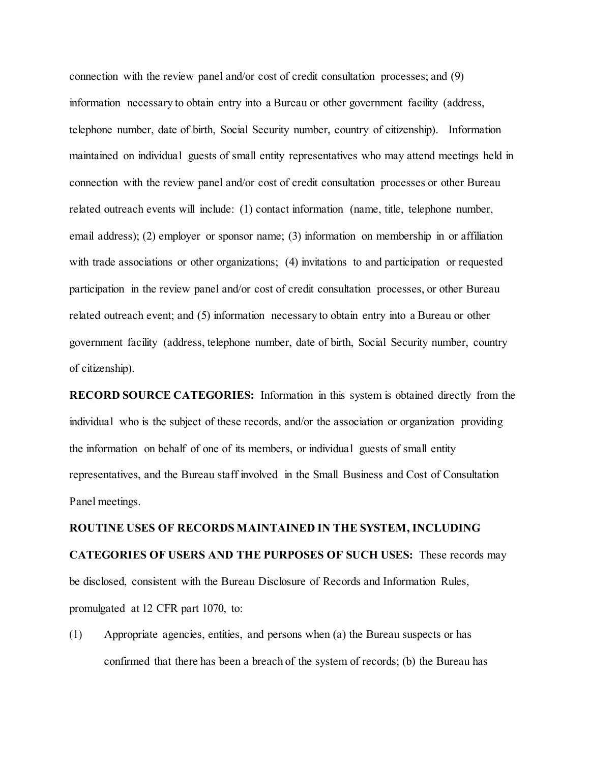connection with the review panel and/or cost of credit consultation processes; and (9) information necessary to obtain entry into a Bureau or other government facility (address, telephone number, date of birth, Social Security number, country of citizenship). Information maintained on individual guests of small entity representatives who may attend meetings held in connection with the review panel and/or cost of credit consultation processes or other Bureau related outreach events will include: (1) contact information (name, title, telephone number, email address); (2) employer or sponsor name; (3) information on membership in or affiliation with trade associations or other organizations; (4) invitations to and participation or requested participation in the review panel and/or cost of credit consultation processes, or other Bureau related outreach event; and (5) information necessary to obtain entry into a Bureau or other government facility (address, telephone number, date of birth, Social Security number, country of citizenship).

**RECORD SOURCE CATEGORIES:** Information in this system is obtained directly from the individual who is the subject of these records, and/or the association or organization providing the information on behalf of one of its members, or individual guests of small entity representatives, and the Bureau staff involved in the Small Business and Cost of Consultation Panel meetings.

**ROUTINE USES OF RECORDS MAINTAINED IN THE SYSTEM, INCLUDING CATEGORIES OF USERS AND THE PURPOSES OF SUCH USES:** These records may be disclosed, consistent with the Bureau Disclosure of Records and Information Rules, promulgated at 12 CFR part 1070, to:

(1) Appropriate agencies, entities, and persons when (a) the Bureau suspects or has confirmed that there has been a breach of the system of records; (b) the Bureau has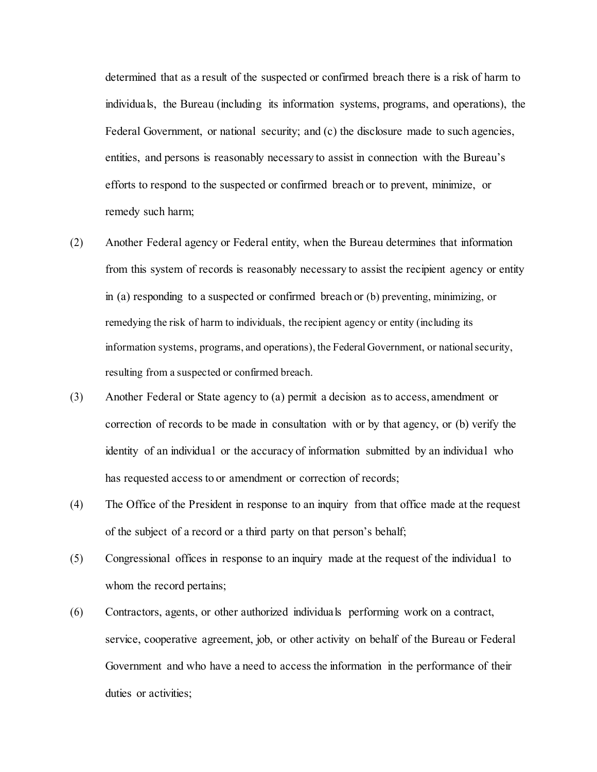determined that as a result of the suspected or confirmed breach there is a risk of harm to individuals, the Bureau (including its information systems, programs, and operations), the Federal Government, or national security; and (c) the disclosure made to such agencies, entities, and persons is reasonably necessary to assist in connection with the Bureau's efforts to respond to the suspected or confirmed breach or to prevent, minimize, or remedy such harm;

(2) Another Federal agency or Federal entity, when the Bureau determines that information from this system of records is reasonably necessary to assist the recipient agency or entity in (a) responding to a suspected or confirmed breach or (b) preventing, minimizing, or remedying the risk of harm to individuals, the recipient agency or entity (including its information systems, programs, and operations), the Federal Government, or national security, resulting from a suspected or confirmed breach.

(3) Another Federal or State agency to (a) permit a decision as to access, amendment or correction of records to be made in consultation with or by that agency, or (b) verify the identity of an individual or the accuracy of information submitted by an individual who has requested access to or amendment or correction of records;

(4) The Office of the President in response to an inquiry from that office made at the request of the subject of a record or a third party on that person's behalf;

(5) Congressional offices in response to an inquiry made at the request of the individual to whom the record pertains;

(6) Contractors, agents, or other authorized individuals performing work on a contract, service, cooperative agreement, job, or other activity on behalf of the Bureau or Federal Government and who have a need to access the information in the performance of their duties or activities;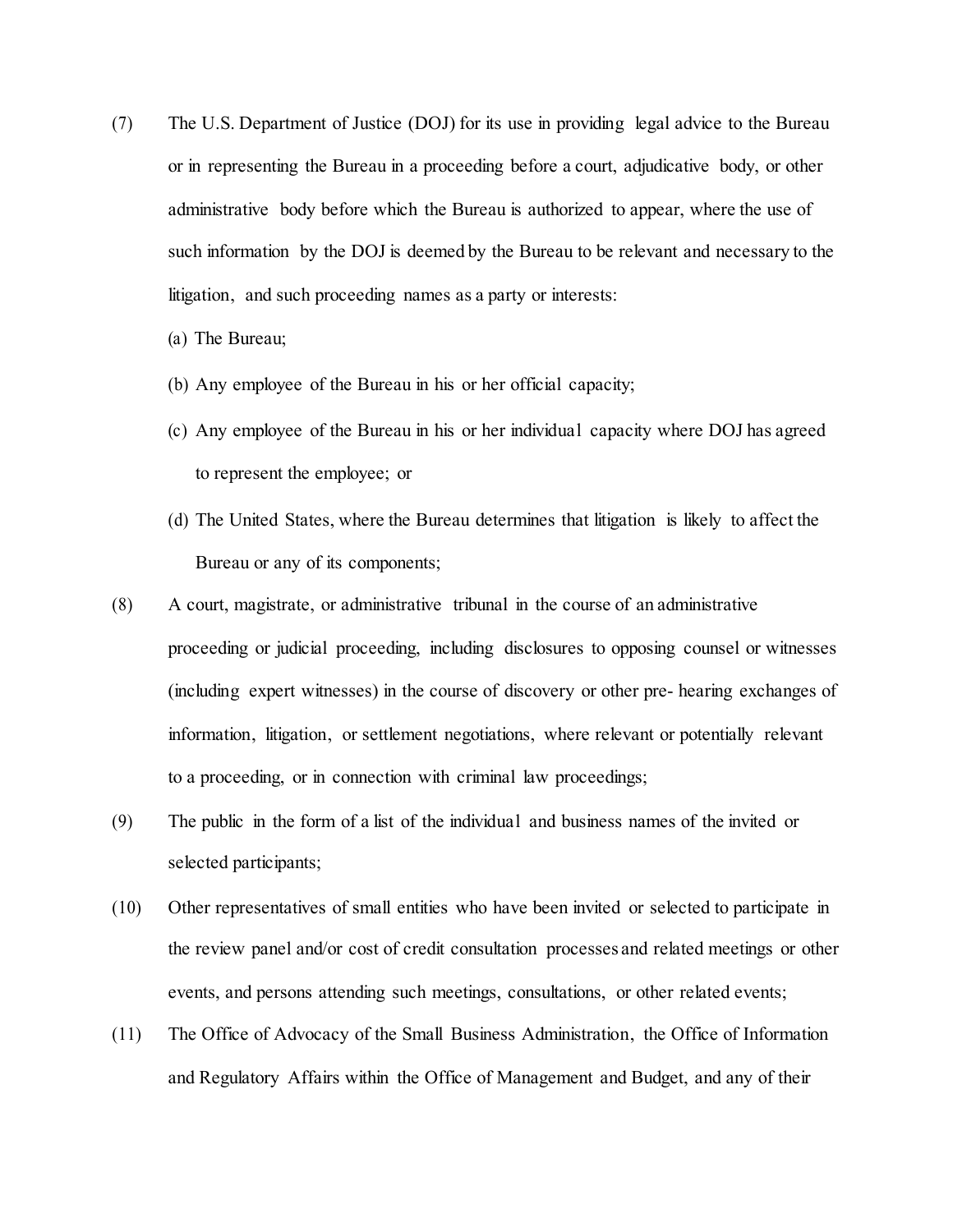(7) The U.S. Department of Justice (DOJ) for its use in providing legal advice to the Bureau or in representing the Bureau in a proceeding before a court, adjudicative body, or other administrative body before which the Bureau is authorized to appear, where the use of such information by the DOJ is deemed by the Bureau to be relevant and necessary to the litigation, and such proceeding names as a party or interests:

   (a) The Bureau;

   (b) Any employee of the Bureau in his or her official capacity;

   (c) Any employee of the Bureau in his or her individual capacity where DOJ has agreed to represent the employee; or

   (d) The United States, where the Bureau determines that litigation is likely to affect the Bureau or any of its components;

(8) A court, magistrate, or administrative tribunal in the course of an administrative proceeding or judicial proceeding, including disclosures to opposing counsel or witnesses (including expert witnesses) in the course of discovery or other pre- hearing exchanges of information, litigation, or settlement negotiations, where relevant or potentially relevant to a proceeding, or in connection with criminal law proceedings;

(9) The public in the form of a list of the individual and business names of the invited or selected participants;

(10) Other representatives of small entities who have been invited or selected to participate in the review panel and/or cost of credit consultation processes and related meetings or other events, and persons attending such meetings, consultations, or other related events;

(11) The Office of Advocacy of the Small Business Administration, the Office of Information and Regulatory Affairs within the Office of Management and Budget, and any of their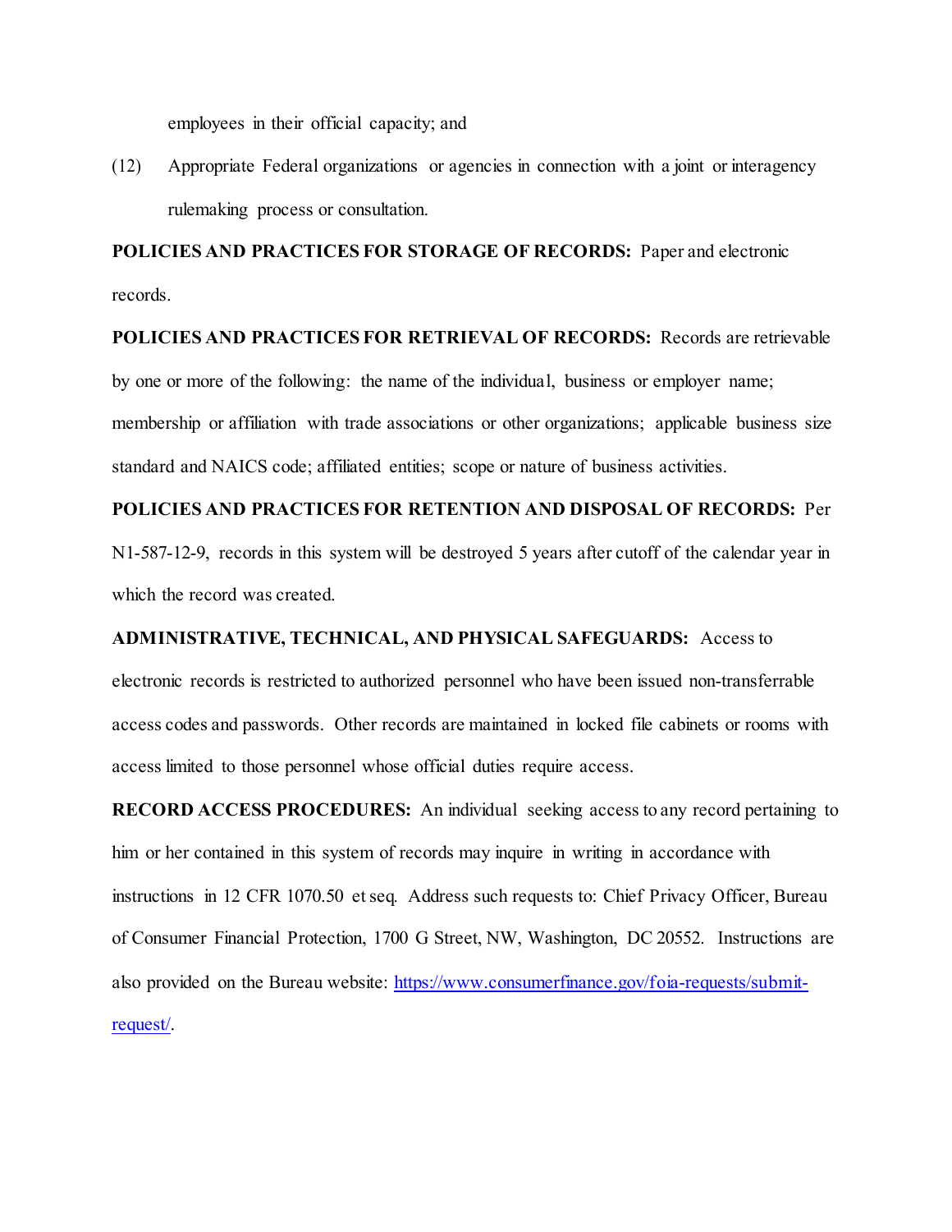employees in their official capacity; and

(12) Appropriate Federal organizations or agencies in connection with a joint or interagency rulemaking process or consultation.

**POLICIES AND PRACTICES FOR STORAGE OF RECORDS:** Paper and electronic records.

**POLICIES AND PRACTICES FOR RETRIEVAL OF RECORDS:** Records are retrievable by one or more of the following: the name of the individual, business or employer name; membership or affiliation with trade associations or other organizations; applicable business size standard and NAICS code; affiliated entities; scope or nature of business activities.

**POLICIES AND PRACTICES FOR RETENTION AND DISPOSAL OF RECORDS:** Per N1-587-12-9, records in this system will be destroyed 5 years after cutoff of the calendar year in which the record was created.

**ADMINISTRATIVE, TECHNICAL, AND PHYSICAL SAFEGUARDS:** Access to electronic records is restricted to authorized personnel who have been issued non-transferrable access codes and passwords. Other records are maintained in locked file cabinets or rooms with access limited to those personnel whose official duties require access.

**RECORD ACCESS PROCEDURES:** An individual seeking access to any record pertaining to him or her contained in this system of records may inquire in writing in accordance with instructions in 12 CFR 1070.50 et seq. Address such requests to: Chief Privacy Officer, Bureau of Consumer Financial Protection, 1700 G Street, NW, Washington, DC 20552. Instructions are also provided on the Bureau website: [https://www.consumerfinance.gov/foia-requests/submit-request/](https://www.consumerfinance.gov/foia-requests/submit-request/).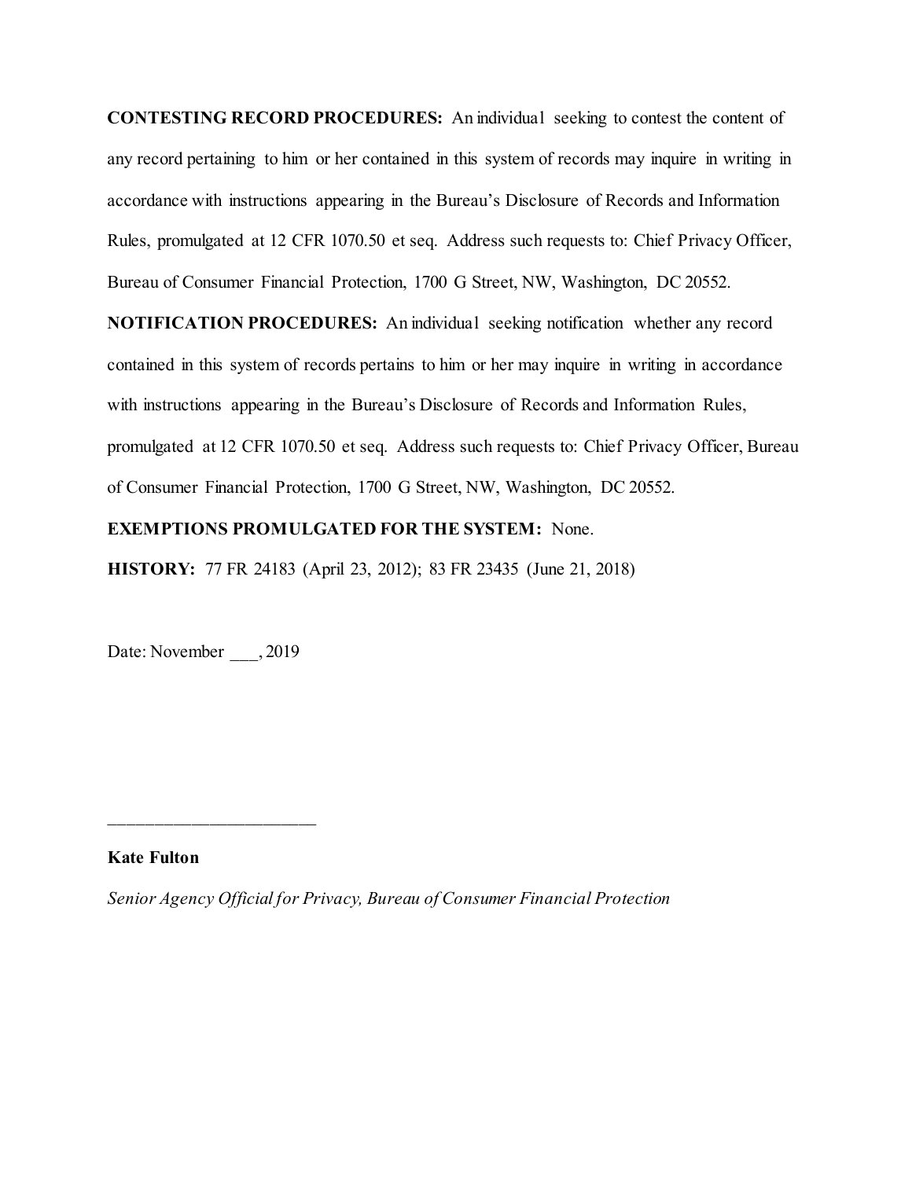**CONTESTING RECORD PROCEDURES:** An individual seeking to contest the content of any record pertaining to him or her contained in this system of records may inquire in writing in accordance with instructions appearing in the Bureau's Disclosure of Records and Information Rules, promulgated at 12 CFR 1070.50 et seq. Address such requests to: Chief Privacy Officer, Bureau of Consumer Financial Protection, 1700 G Street, NW, Washington, DC 20552.

**NOTIFICATION PROCEDURES:** An individual seeking notification whether any record contained in this system of records pertains to him or her may inquire in writing in accordance with instructions appearing in the Bureau's Disclosure of Records and Information Rules, promulgated at 12 CFR 1070.50 et seq. Address such requests to: Chief Privacy Officer, Bureau of Consumer Financial Protection, 1700 G Street, NW, Washington, DC 20552.

**EXEMPTIONS PROMULGATED FOR THE SYSTEM:** None.

**HISTORY:** 77 FR 24183 (April 23, 2012); 83 FR 23435 (June 21, 2018)

Date: November ___, 2019

_______________________

**Kate Fulton**

*Senior Agency Official for Privacy, Bureau of Consumer Financial Protection*